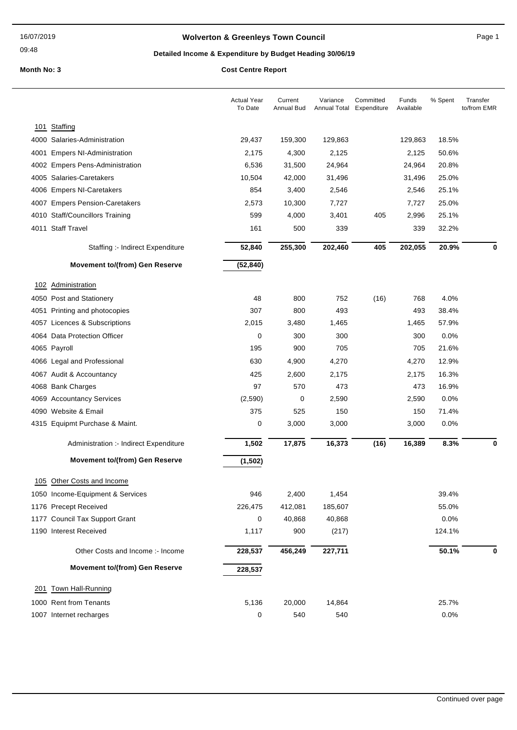# Wolverton & Greenleys Town Council

## Detailed Income & Expenditure by Budget Heading 30/06/19

**Month No: 3** — **Cost Centre Report**

| | Actual Year To Date | Current Annual Bud | Variance Annual Total | Committed Expenditure | Funds Available | % Spent | Transfer to/from EMR |
|---|---|---|---|---|---|---|---|
| **101 Staffing** | | | | | | | |
| 4000 Salaries-Administration | 29,437 | 159,300 | 129,863 | | 129,863 | 18.5% | |
| 4001 Empers NI-Administration | 2,175 | 4,300 | 2,125 | | 2,125 | 50.6% | |
| 4002 Empers Pens-Administration | 6,536 | 31,500 | 24,964 | | 24,964 | 20.8% | |
| 4005 Salaries-Caretakers | 10,504 | 42,000 | 31,496 | | 31,496 | 25.0% | |
| 4006 Empers NI-Caretakers | 854 | 3,400 | 2,546 | | 2,546 | 25.1% | |
| 4007 Empers Pension-Caretakers | 2,573 | 10,300 | 7,727 | | 7,727 | 25.0% | |
| 4010 Staff/Councillors Training | 599 | 4,000 | 3,401 | 405 | 2,996 | 25.1% | |
| 4011 Staff Travel | 161 | 500 | 339 | | 339 | 32.2% | |
| Staffing :- Indirect Expenditure | **52,840** | **255,300** | **202,460** | **405** | **202,055** | **20.9%** | **0** |
| **Movement to/(from) Gen Reserve** | **(52,840)** | | | | | | |
| **102 Administration** | | | | | | | |
| 4050 Post and Stationery | 48 | 800 | 752 | (16) | 768 | 4.0% | |
| 4051 Printing and photocopies | 307 | 800 | 493 | | 493 | 38.4% | |
| 4057 Licences & Subscriptions | 2,015 | 3,480 | 1,465 | | 1,465 | 57.9% | |
| 4064 Data Protection Officer | 0 | 300 | 300 | | 300 | 0.0% | |
| 4065 Payroll | 195 | 900 | 705 | | 705 | 21.6% | |
| 4066 Legal and Professional | 630 | 4,900 | 4,270 | | 4,270 | 12.9% | |
| 4067 Audit & Accountancy | 425 | 2,600 | 2,175 | | 2,175 | 16.3% | |
| 4068 Bank Charges | 97 | 570 | 473 | | 473 | 16.9% | |
| 4069 Accountancy Services | (2,590) | 0 | 2,590 | | 2,590 | 0.0% | |
| 4090 Website & Email | 375 | 525 | 150 | | 150 | 71.4% | |
| 4315 Equipmt Purchase & Maint. | 0 | 3,000 | 3,000 | | 3,000 | 0.0% | |
| Administration :- Indirect Expenditure | **1,502** | **17,875** | **16,373** | **(16)** | **16,389** | **8.3%** | **0** |
| **Movement to/(from) Gen Reserve** | **(1,502)** | | | | | | |
| **105 Other Costs and Income** | | | | | | | |
| 1050 Income-Equipment & Services | 946 | 2,400 | 1,454 | | | 39.4% | |
| 1176 Precept Received | 226,475 | 412,081 | 185,607 | | | 55.0% | |
| 1177 Council Tax Support Grant | 0 | 40,868 | 40,868 | | | 0.0% | |
| 1190 Interest Received | 1,117 | 900 | (217) | | | 124.1% | |
| Other Costs and Income :- Income | **228,537** | **456,249** | **227,711** | | | **50.1%** | **0** |
| **Movement to/(from) Gen Reserve** | **228,537** | | | | | | |
| **201 Town Hall-Running** | | | | | | | |
| 1000 Rent from Tenants | 5,136 | 20,000 | 14,864 | | | 25.7% | |
| 1007 Internet recharges | 0 | 540 | 540 | | | 0.0% | |

Continued over page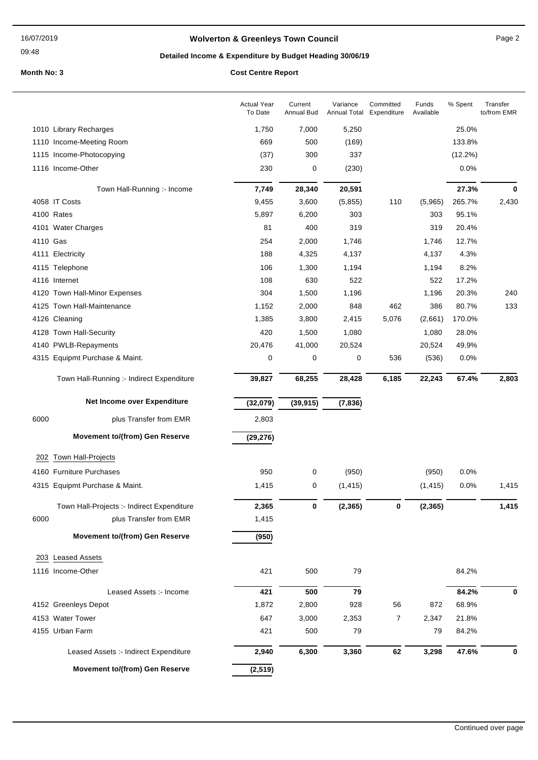**Wolverton & Greenleys Town Council**

**Detailed Income & Expenditure by Budget Heading 30/06/19**

**Month No: 3**

**Cost Centre Report**

| | Actual Year To Date | Current Annual Bud | Variance Annual Total | Committed Expenditure | Funds Available | % Spent | Transfer to/from EMR |
|---|---|---|---|---|---|---|---|
| 1010 Library Recharges | 1,750 | 7,000 | 5,250 | | | 25.0% | |
| 1110 Income-Meeting Room | 669 | 500 | (169) | | | 133.8% | |
| 1115 Income-Photocopying | (37) | 300 | 337 | | | (12.2%) | |
| 1116 Income-Other | 230 | 0 | (230) | | | 0.0% | |
| Town Hall-Running :- Income | **7,749** | **28,340** | **20,591** | | | **27.3%** | **0** |
| 4058 IT Costs | 9,455 | 3,600 | (5,855) | 110 | (5,965) | 265.7% | 2,430 |
| 4100 Rates | 5,897 | 6,200 | 303 | | 303 | 95.1% | |
| 4101 Water Charges | 81 | 400 | 319 | | 319 | 20.4% | |
| 4110 Gas | 254 | 2,000 | 1,746 | | 1,746 | 12.7% | |
| 4111 Electricity | 188 | 4,325 | 4,137 | | 4,137 | 4.3% | |
| 4115 Telephone | 106 | 1,300 | 1,194 | | 1,194 | 8.2% | |
| 4116 Internet | 108 | 630 | 522 | | 522 | 17.2% | |
| 4120 Town Hall-Minor Expenses | 304 | 1,500 | 1,196 | | 1,196 | 20.3% | 240 |
| 4125 Town Hall-Maintenance | 1,152 | 2,000 | 848 | 462 | 386 | 80.7% | 133 |
| 4126 Cleaning | 1,385 | 3,800 | 2,415 | 5,076 | (2,661) | 170.0% | |
| 4128 Town Hall-Security | 420 | 1,500 | 1,080 | | 1,080 | 28.0% | |
| 4140 PWLB-Repayments | 20,476 | 41,000 | 20,524 | | 20,524 | 49.9% | |
| 4315 Equipmt Purchase & Maint. | 0 | 0 | 0 | 536 | (536) | 0.0% | |
| Town Hall-Running :- Indirect Expenditure | **39,827** | **68,255** | **28,428** | **6,185** | **22,243** | **67.4%** | **2,803** |
| **Net Income over Expenditure** | **(32,079)** | **(39,915)** | **(7,836)** | | | | |
| 6000 plus Transfer from EMR | 2,803 | | | | | | |
| **Movement to/(from) Gen Reserve** | **(29,276)** | | | | | | |
| 202 Town Hall-Projects | | | | | | | |
| 4160 Furniture Purchases | 950 | 0 | (950) | | (950) | 0.0% | |
| 4315 Equipmt Purchase & Maint. | 1,415 | 0 | (1,415) | | (1,415) | 0.0% | 1,415 |
| Town Hall-Projects :- Indirect Expenditure | **2,365** | **0** | **(2,365)** | **0** | **(2,365)** | | **1,415** |
| 6000 plus Transfer from EMR | 1,415 | | | | | | |
| **Movement to/(from) Gen Reserve** | **(950)** | | | | | | |
| 203 Leased Assets | | | | | | | |
| 1116 Income-Other | 421 | 500 | 79 | | | 84.2% | |
| Leased Assets :- Income | **421** | **500** | **79** | | | **84.2%** | **0** |
| 4152 Greenleys Depot | 1,872 | 2,800 | 928 | 56 | 872 | 68.9% | |
| 4153 Water Tower | 647 | 3,000 | 2,353 | 7 | 2,347 | 21.8% | |
| 4155 Urban Farm | 421 | 500 | 79 | | 79 | 84.2% | |
| Leased Assets :- Indirect Expenditure | **2,940** | **6,300** | **3,360** | **62** | **3,298** | **47.6%** | **0** |
| **Movement to/(from) Gen Reserve** | **(2,519)** | | | | | | |

Continued over page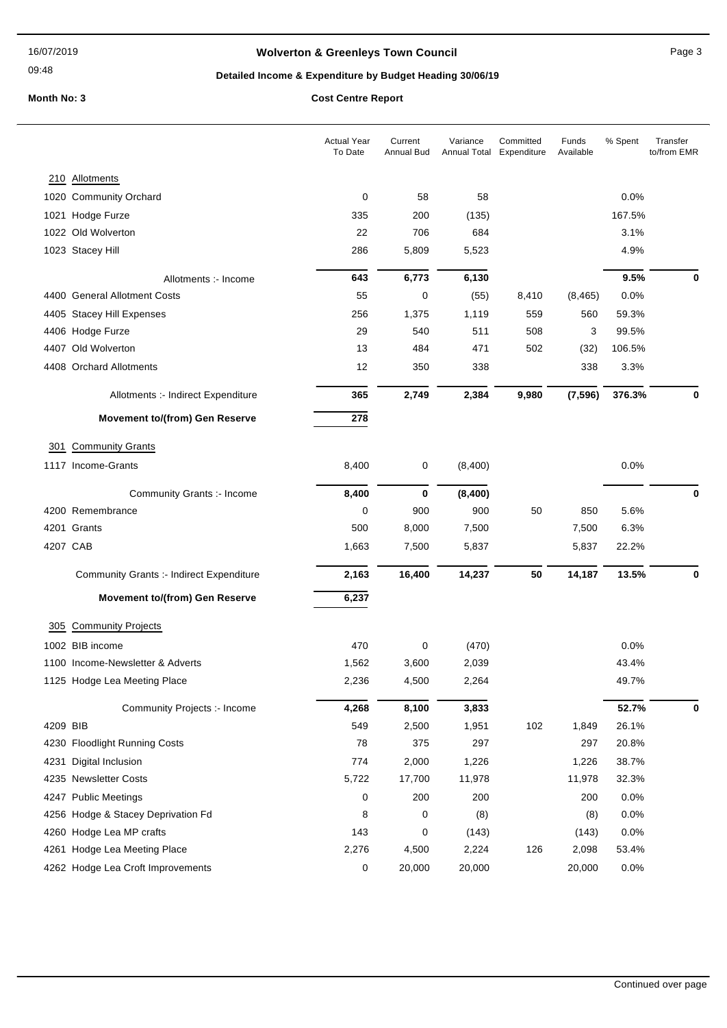# Wolverton & Greenleys Town Council

## Detailed Income & Expenditure by Budget Heading 30/06/19

**Month No: 3** **Cost Centre Report**

| | Actual Year To Date | Current Annual Bud | Variance Annual Total | Committed Expenditure | Funds Available | % Spent | Transfer to/from EMR |
|---|---|---|---|---|---|---|---|
| **210 Allotments** | | | | | | | |
| 1020 Community Orchard | 0 | 58 | 58 | | | 0.0% | |
| 1021 Hodge Furze | 335 | 200 | (135) | | | 167.5% | |
| 1022 Old Wolverton | 22 | 706 | 684 | | | 3.1% | |
| 1023 Stacey Hill | 286 | 5,809 | 5,523 | | | 4.9% | |
| Allotments :- Income | **643** | **6,773** | **6,130** | | | **9.5%** | **0** |
| 4400 General Allotment Costs | 55 | 0 | (55) | 8,410 | (8,465) | 0.0% | |
| 4405 Stacey Hill Expenses | 256 | 1,375 | 1,119 | 559 | 560 | 59.3% | |
| 4406 Hodge Furze | 29 | 540 | 511 | 508 | 3 | 99.5% | |
| 4407 Old Wolverton | 13 | 484 | 471 | 502 | (32) | 106.5% | |
| 4408 Orchard Allotments | 12 | 350 | 338 | | 338 | 3.3% | |
| Allotments :- Indirect Expenditure | **365** | **2,749** | **2,384** | **9,980** | **(7,596)** | **376.3%** | **0** |
| **Movement to/(from) Gen Reserve** | **278** | | | | | | |
| **301 Community Grants** | | | | | | | |
| 1117 Income-Grants | 8,400 | 0 | (8,400) | | | 0.0% | |
| Community Grants :- Income | **8,400** | **0** | **(8,400)** | | | | **0** |
| 4200 Remembrance | 0 | 900 | 900 | 50 | 850 | 5.6% | |
| 4201 Grants | 500 | 8,000 | 7,500 | | 7,500 | 6.3% | |
| 4207 CAB | 1,663 | 7,500 | 5,837 | | 5,837 | 22.2% | |
| Community Grants :- Indirect Expenditure | **2,163** | **16,400** | **14,237** | **50** | **14,187** | **13.5%** | **0** |
| **Movement to/(from) Gen Reserve** | **6,237** | | | | | | |
| **305 Community Projects** | | | | | | | |
| 1002 BIB income | 470 | 0 | (470) | | | 0.0% | |
| 1100 Income-Newsletter & Adverts | 1,562 | 3,600 | 2,039 | | | 43.4% | |
| 1125 Hodge Lea Meeting Place | 2,236 | 4,500 | 2,264 | | | 49.7% | |
| Community Projects :- Income | **4,268** | **8,100** | **3,833** | | | **52.7%** | **0** |
| 4209 BIB | 549 | 2,500 | 1,951 | 102 | 1,849 | 26.1% | |
| 4230 Floodlight Running Costs | 78 | 375 | 297 | | 297 | 20.8% | |
| 4231 Digital Inclusion | 774 | 2,000 | 1,226 | | 1,226 | 38.7% | |
| 4235 Newsletter Costs | 5,722 | 17,700 | 11,978 | | 11,978 | 32.3% | |
| 4247 Public Meetings | 0 | 200 | 200 | | 200 | 0.0% | |
| 4256 Hodge & Stacey Deprivation Fd | 8 | 0 | (8) | | (8) | 0.0% | |
| 4260 Hodge Lea MP crafts | 143 | 0 | (143) | | (143) | 0.0% | |
| 4261 Hodge Lea Meeting Place | 2,276 | 4,500 | 2,224 | 126 | 2,098 | 53.4% | |
| 4262 Hodge Lea Croft Improvements | 0 | 20,000 | 20,000 | | 20,000 | 0.0% | |

Continued over page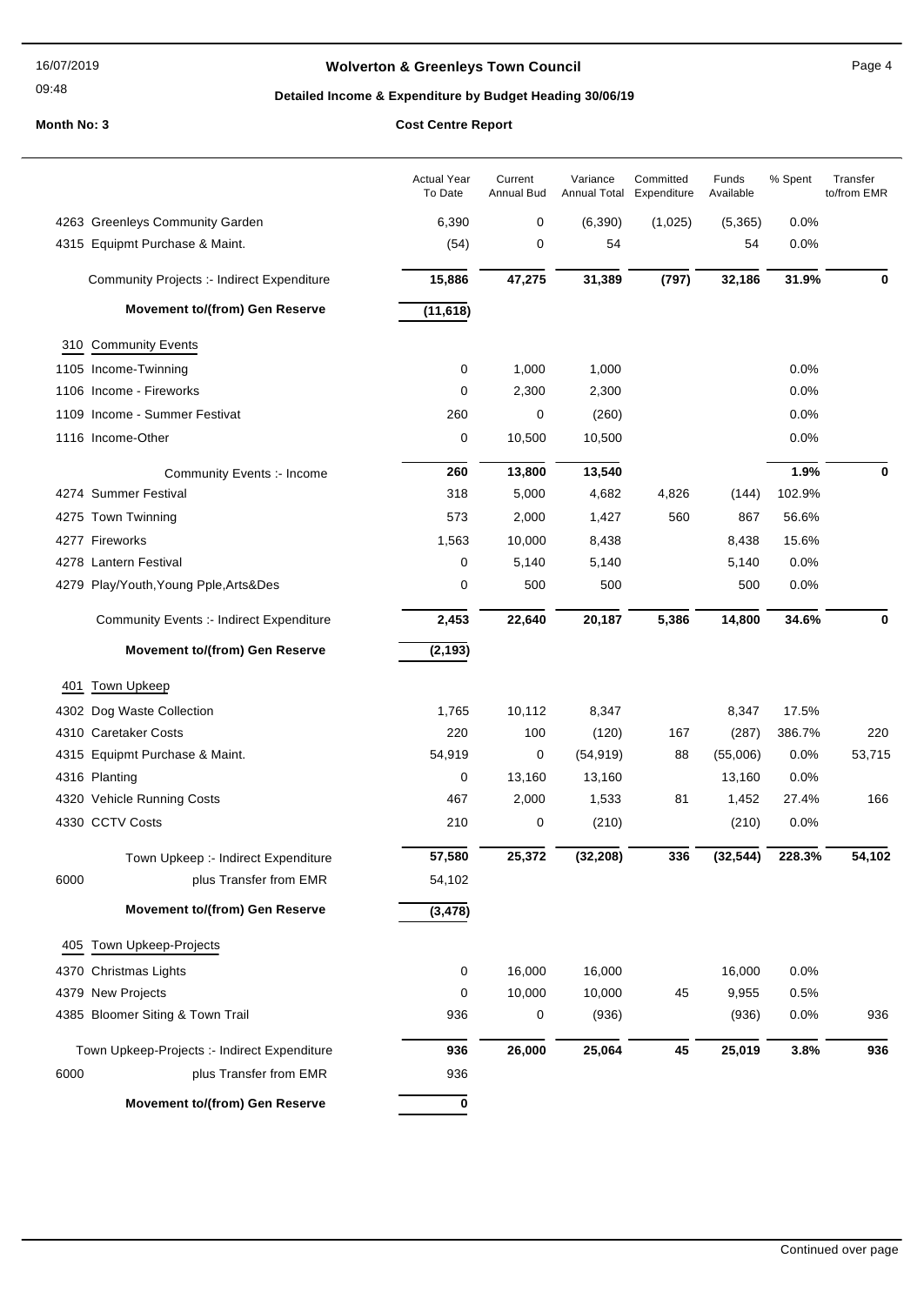# Wolverton & Greenleys Town Council

**Detailed Income & Expenditure by Budget Heading 30/06/19**

**Month No: 3** — **Cost Centre Report**

| | Actual Year To Date | Current Annual Bud | Variance Annual Total | Committed Expenditure | Funds Available | % Spent | Transfer to/from EMR |
|---|---|---|---|---|---|---|---|
| 4263 Greenleys Community Garden | 6,390 | 0 | (6,390) | (1,025) | (5,365) | 0.0% | |
| 4315 Equipmt Purchase & Maint. | (54) | 0 | 54 | | 54 | 0.0% | |
| Community Projects :- Indirect Expenditure | **15,886** | **47,275** | **31,389** | **(797)** | **32,186** | **31.9%** | **0** |
| **Movement to/(from) Gen Reserve** | **(11,618)** | | | | | | |
| 310 Community Events | | | | | | | |
| 1105 Income-Twinning | 0 | 1,000 | 1,000 | | | 0.0% | |
| 1106 Income - Fireworks | 0 | 2,300 | 2,300 | | | 0.0% | |
| 1109 Income - Summer Festivat | 260 | 0 | (260) | | | 0.0% | |
| 1116 Income-Other | 0 | 10,500 | 10,500 | | | 0.0% | |
| Community Events :- Income | **260** | **13,800** | **13,540** | | | **1.9%** | **0** |
| 4274 Summer Festival | 318 | 5,000 | 4,682 | 4,826 | (144) | 102.9% | |
| 4275 Town Twinning | 573 | 2,000 | 1,427 | 560 | 867 | 56.6% | |
| 4277 Fireworks | 1,563 | 10,000 | 8,438 | | 8,438 | 15.6% | |
| 4278 Lantern Festival | 0 | 5,140 | 5,140 | | 5,140 | 0.0% | |
| 4279 Play/Youth,Young Pple,Arts&Des | 0 | 500 | 500 | | 500 | 0.0% | |
| Community Events :- Indirect Expenditure | **2,453** | **22,640** | **20,187** | **5,386** | **14,800** | **34.6%** | **0** |
| **Movement to/(from) Gen Reserve** | **(2,193)** | | | | | | |
| 401 Town Upkeep | | | | | | | |
| 4302 Dog Waste Collection | 1,765 | 10,112 | 8,347 | | 8,347 | 17.5% | |
| 4310 Caretaker Costs | 220 | 100 | (120) | 167 | (287) | 386.7% | 220 |
| 4315 Equipmt Purchase & Maint. | 54,919 | 0 | (54,919) | 88 | (55,006) | 0.0% | 53,715 |
| 4316 Planting | 0 | 13,160 | 13,160 | | 13,160 | 0.0% | |
| 4320 Vehicle Running Costs | 467 | 2,000 | 1,533 | 81 | 1,452 | 27.4% | 166 |
| 4330 CCTV Costs | 210 | 0 | (210) | | (210) | 0.0% | |
| Town Upkeep :- Indirect Expenditure | **57,580** | **25,372** | **(32,208)** | **336** | **(32,544)** | **228.3%** | **54,102** |
| 6000 plus Transfer from EMR | 54,102 | | | | | | |
| **Movement to/(from) Gen Reserve** | **(3,478)** | | | | | | |
| 405 Town Upkeep-Projects | | | | | | | |
| 4370 Christmas Lights | 0 | 16,000 | 16,000 | | 16,000 | 0.0% | |
| 4379 New Projects | 0 | 10,000 | 10,000 | 45 | 9,955 | 0.5% | |
| 4385 Bloomer Siting & Town Trail | 936 | 0 | (936) | | (936) | 0.0% | 936 |
| Town Upkeep-Projects :- Indirect Expenditure | **936** | **26,000** | **25,064** | **45** | **25,019** | **3.8%** | **936** |
| 6000 plus Transfer from EMR | 936 | | | | | | |
| **Movement to/(from) Gen Reserve** | **0** | | | | | | |

Continued over page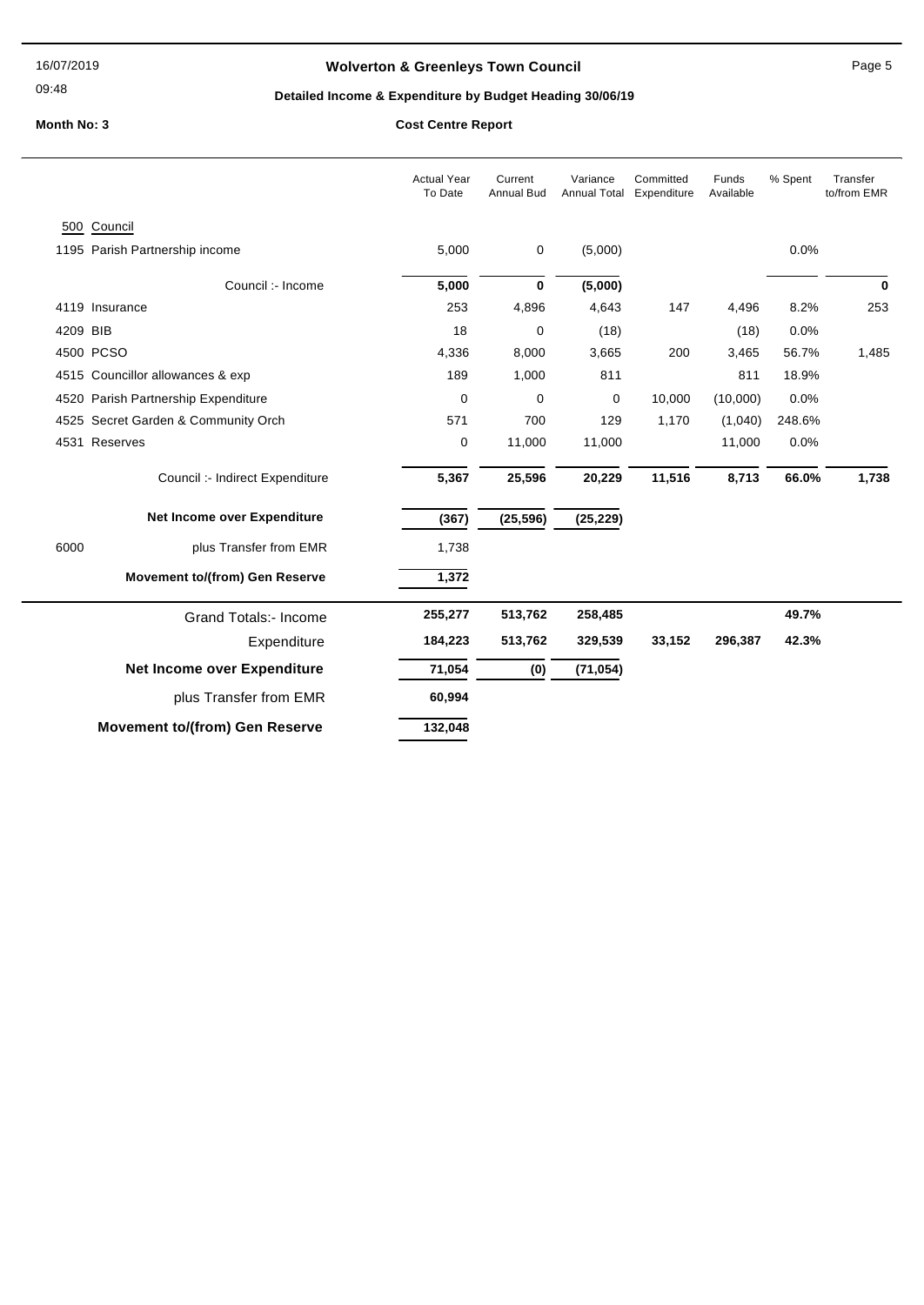16/07/2019

09:48

**Wolverton & Greenleys Town Council**

**Detailed Income & Expenditure by Budget Heading 30/06/19**

**Month No: 3**

**Cost Centre Report**

| | Actual Year To Date | Current Annual Bud | Variance Annual Total | Committed Expenditure | Funds Available | % Spent | Transfer to/from EMR |
|---|---|---|---|---|---|---|---|
| 500 Council | | | | | | | |
| 1195 Parish Partnership income | 5,000 | 0 | (5,000) | | | 0.0% | |
| Council :- Income | **5,000** | **0** | **(5,000)** | | | | **0** |
| 4119 Insurance | 253 | 4,896 | 4,643 | 147 | 4,496 | 8.2% | 253 |
| 4209 BIB | 18 | 0 | (18) | | (18) | 0.0% | |
| 4500 PCSO | 4,336 | 8,000 | 3,665 | 200 | 3,465 | 56.7% | 1,485 |
| 4515 Councillor allowances & exp | 189 | 1,000 | 811 | | 811 | 18.9% | |
| 4520 Parish Partnership Expenditure | 0 | 0 | 0 | 10,000 | (10,000) | 0.0% | |
| 4525 Secret Garden & Community Orch | 571 | 700 | 129 | 1,170 | (1,040) | 248.6% | |
| 4531 Reserves | 0 | 11,000 | 11,000 | | 11,000 | 0.0% | |
| Council :- Indirect Expenditure | **5,367** | **25,596** | **20,229** | **11,516** | **8,713** | **66.0%** | **1,738** |
| **Net Income over Expenditure** | **(367)** | **(25,596)** | **(25,229)** | | | | |
| 6000 plus Transfer from EMR | 1,738 | | | | | | |
| **Movement to/(from) Gen Reserve** | **1,372** | | | | | | |
| Grand Totals:- Income | **255,277** | **513,762** | **258,485** | | | **49.7%** | |
| Expenditure | **184,223** | **513,762** | **329,539** | **33,152** | **296,387** | **42.3%** | |
| **Net Income over Expenditure** | **71,054** | **(0)** | **(71,054)** | | | | |
| plus Transfer from EMR | **60,994** | | | | | | |
| **Movement to/(from) Gen Reserve** | **132,048** | | | | | | |